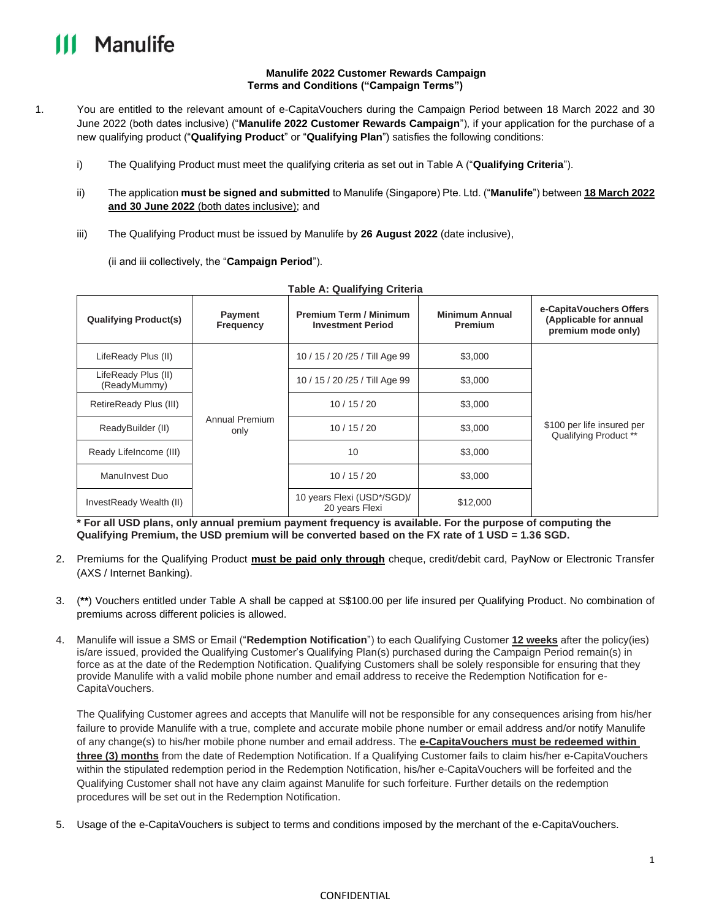# Manulife

**Manulife 2022 Customer Rewards Campaign**
**Terms and Conditions ("Campaign Terms")**

1. You are entitled to the relevant amount of e-CapitaVouchers during the Campaign Period between 18 March 2022 and 30 June 2022 (both dates inclusive) ("**Manulife 2022 Customer Rewards Campaign**"), if your application for the purchase of a new qualifying product ("**Qualifying Product**" or "**Qualifying Plan**") satisfies the following conditions:

   i) The Qualifying Product must meet the qualifying criteria as set out in Table A ("**Qualifying Criteria**").

   ii) The application **must be signed and submitted** to Manulife (Singapore) Pte. Ltd. ("**Manulife**") between **18 March 2022 and 30 June 2022** (both dates inclusive); and

   iii) The Qualifying Product must be issued by Manulife by **26 August 2022** (date inclusive),

   (ii and iii collectively, the "**Campaign Period**").

**Table A: Qualifying Criteria**

| Qualifying Product(s) | Payment Frequency | Premium Term / Minimum Investment Period | Minimum Annual Premium | e-CapitaVouchers Offers (Applicable for annual premium mode only) |
|---|---|---|---|---|
| LifeReady Plus (II) | Annual Premium only | 10 / 15 / 20 /25 / Till Age 99 | $3,000 | $100 per life insured per Qualifying Product ** |
| LifeReady Plus (II) (ReadyMummy) | | 10 / 15 / 20 /25 / Till Age 99 | $3,000 | |
| RetireReady Plus (III) | | 10 / 15 / 20 | $3,000 | |
| ReadyBuilder (II) | | 10 / 15 / 20 | $3,000 | |
| Ready LifeIncome (III) | | 10 | $3,000 | |
| ManuInvest Duo | | 10 / 15 / 20 | $3,000 | |
| InvestReady Wealth (II) | | 10 years Flexi (USD*/SGD)/ 20 years Flexi | $12,000 | |

**\* For all USD plans, only annual premium payment frequency is available. For the purpose of computing the Qualifying Premium, the USD premium will be converted based on the FX rate of 1 USD = 1.36 SGD.**

2. Premiums for the Qualifying Product **must be paid only through** cheque, credit/debit card, PayNow or Electronic Transfer (AXS / Internet Banking).

3. (**\*\***) Vouchers entitled under Table A shall be capped at S$100.00 per life insured per Qualifying Product. No combination of premiums across different policies is allowed.

4. Manulife will issue a SMS or Email ("**Redemption Notification**") to each Qualifying Customer **12 weeks** after the policy(ies) is/are issued, provided the Qualifying Customer's Qualifying Plan(s) purchased during the Campaign Period remain(s) in force as at the date of the Redemption Notification. Qualifying Customers shall be solely responsible for ensuring that they provide Manulife with a valid mobile phone number and email address to receive the Redemption Notification for e-CapitaVouchers.

   The Qualifying Customer agrees and accepts that Manulife will not be responsible for any consequences arising from his/her failure to provide Manulife with a true, complete and accurate mobile phone number or email address and/or notify Manulife of any change(s) to his/her mobile phone number and email address. The **e-CapitaVouchers must be redeemed within three (3) months** from the date of Redemption Notification. If a Qualifying Customer fails to claim his/her e-CapitaVouchers within the stipulated redemption period in the Redemption Notification, his/her e-CapitaVouchers will be forfeited and the Qualifying Customer shall not have any claim against Manulife for such forfeiture. Further details on the redemption procedures will be set out in the Redemption Notification.

5. Usage of the e-CapitaVouchers is subject to terms and conditions imposed by the merchant of the e-CapitaVouchers.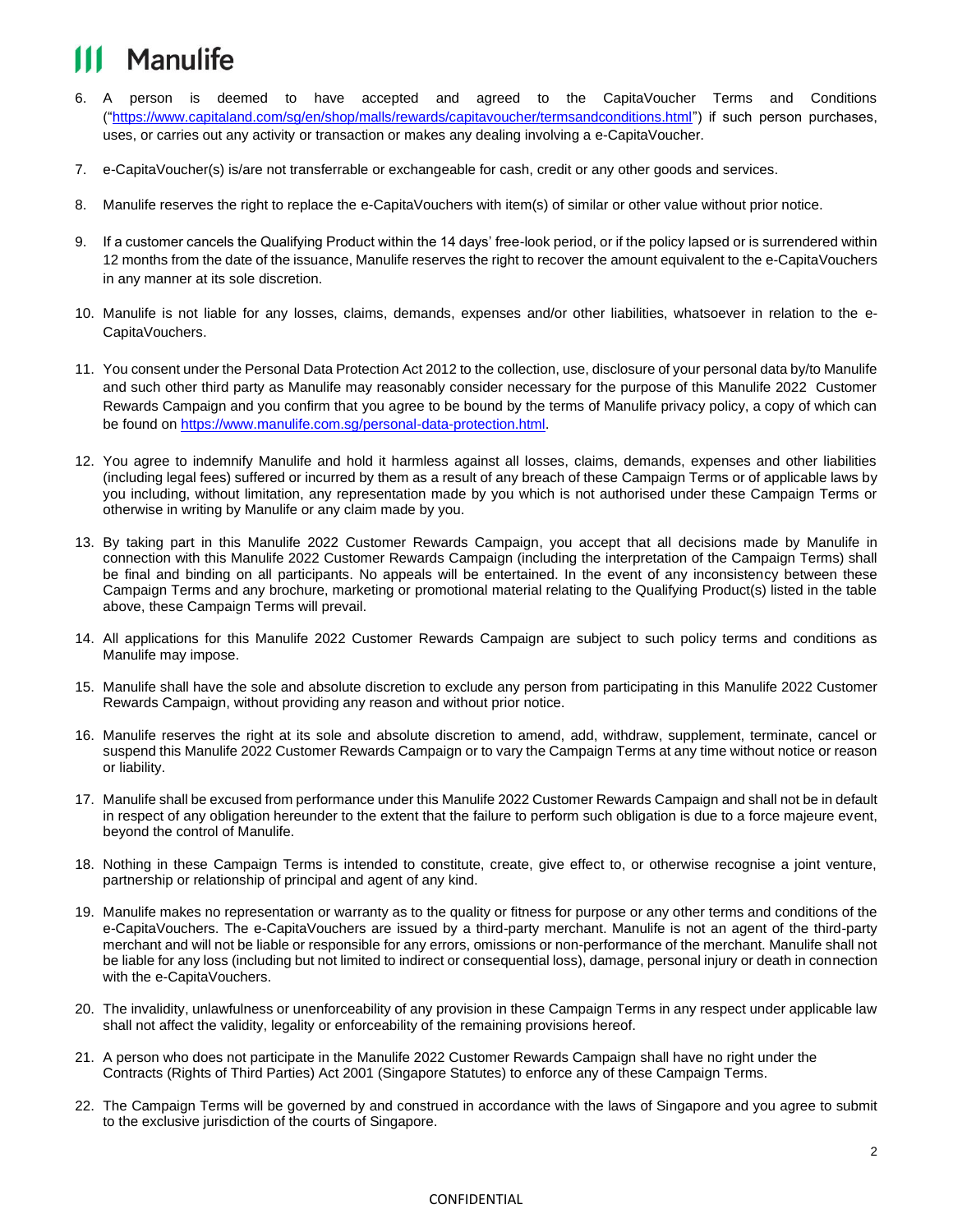6. A person is deemed to have accepted and agreed to the CapitaVoucher Terms and Conditions ("https://www.capitaland.com/sg/en/shop/malls/rewards/capitavoucher/termsandconditions.html") if such person purchases, uses, or carries out any activity or transaction or makes any dealing involving a e-CapitaVoucher.

7. e-CapitaVoucher(s) is/are not transferrable or exchangeable for cash, credit or any other goods and services.

8. Manulife reserves the right to replace the e-CapitaVouchers with item(s) of similar or other value without prior notice.

9. If a customer cancels the Qualifying Product within the 14 days' free-look period, or if the policy lapsed or is surrendered within 12 months from the date of the issuance, Manulife reserves the right to recover the amount equivalent to the e-CapitaVouchers in any manner at its sole discretion.

10. Manulife is not liable for any losses, claims, demands, expenses and/or other liabilities, whatsoever in relation to the e-CapitaVouchers.

11. You consent under the Personal Data Protection Act 2012 to the collection, use, disclosure of your personal data by/to Manulife and such other third party as Manulife may reasonably consider necessary for the purpose of this Manulife 2022 Customer Rewards Campaign and you confirm that you agree to be bound by the terms of Manulife privacy policy, a copy of which can be found on https://www.manulife.com.sg/personal-data-protection.html.

12. You agree to indemnify Manulife and hold it harmless against all losses, claims, demands, expenses and other liabilities (including legal fees) suffered or incurred by them as a result of any breach of these Campaign Terms or of applicable laws by you including, without limitation, any representation made by you which is not authorised under these Campaign Terms or otherwise in writing by Manulife or any claim made by you.

13. By taking part in this Manulife 2022 Customer Rewards Campaign, you accept that all decisions made by Manulife in connection with this Manulife 2022 Customer Rewards Campaign (including the interpretation of the Campaign Terms) shall be final and binding on all participants. No appeals will be entertained. In the event of any inconsistency between these Campaign Terms and any brochure, marketing or promotional material relating to the Qualifying Product(s) listed in the table above, these Campaign Terms will prevail.

14. All applications for this Manulife 2022 Customer Rewards Campaign are subject to such policy terms and conditions as Manulife may impose.

15. Manulife shall have the sole and absolute discretion to exclude any person from participating in this Manulife 2022 Customer Rewards Campaign, without providing any reason and without prior notice.

16. Manulife reserves the right at its sole and absolute discretion to amend, add, withdraw, supplement, terminate, cancel or suspend this Manulife 2022 Customer Rewards Campaign or to vary the Campaign Terms at any time without notice or reason or liability.

17. Manulife shall be excused from performance under this Manulife 2022 Customer Rewards Campaign and shall not be in default in respect of any obligation hereunder to the extent that the failure to perform such obligation is due to a force majeure event, beyond the control of Manulife.

18. Nothing in these Campaign Terms is intended to constitute, create, give effect to, or otherwise recognise a joint venture, partnership or relationship of principal and agent of any kind.

19. Manulife makes no representation or warranty as to the quality or fitness for purpose or any other terms and conditions of the e-CapitaVouchers. The e-CapitaVouchers are issued by a third-party merchant. Manulife is not an agent of the third-party merchant and will not be liable or responsible for any errors, omissions or non-performance of the merchant. Manulife shall not be liable for any loss (including but not limited to indirect or consequential loss), damage, personal injury or death in connection with the e-CapitaVouchers.

20. The invalidity, unlawfulness or unenforceability of any provision in these Campaign Terms in any respect under applicable law shall not affect the validity, legality or enforceability of the remaining provisions hereof.

21. A person who does not participate in the Manulife 2022 Customer Rewards Campaign shall have no right under the Contracts (Rights of Third Parties) Act 2001 (Singapore Statutes) to enforce any of these Campaign Terms.

22. The Campaign Terms will be governed by and construed in accordance with the laws of Singapore and you agree to submit to the exclusive jurisdiction of the courts of Singapore.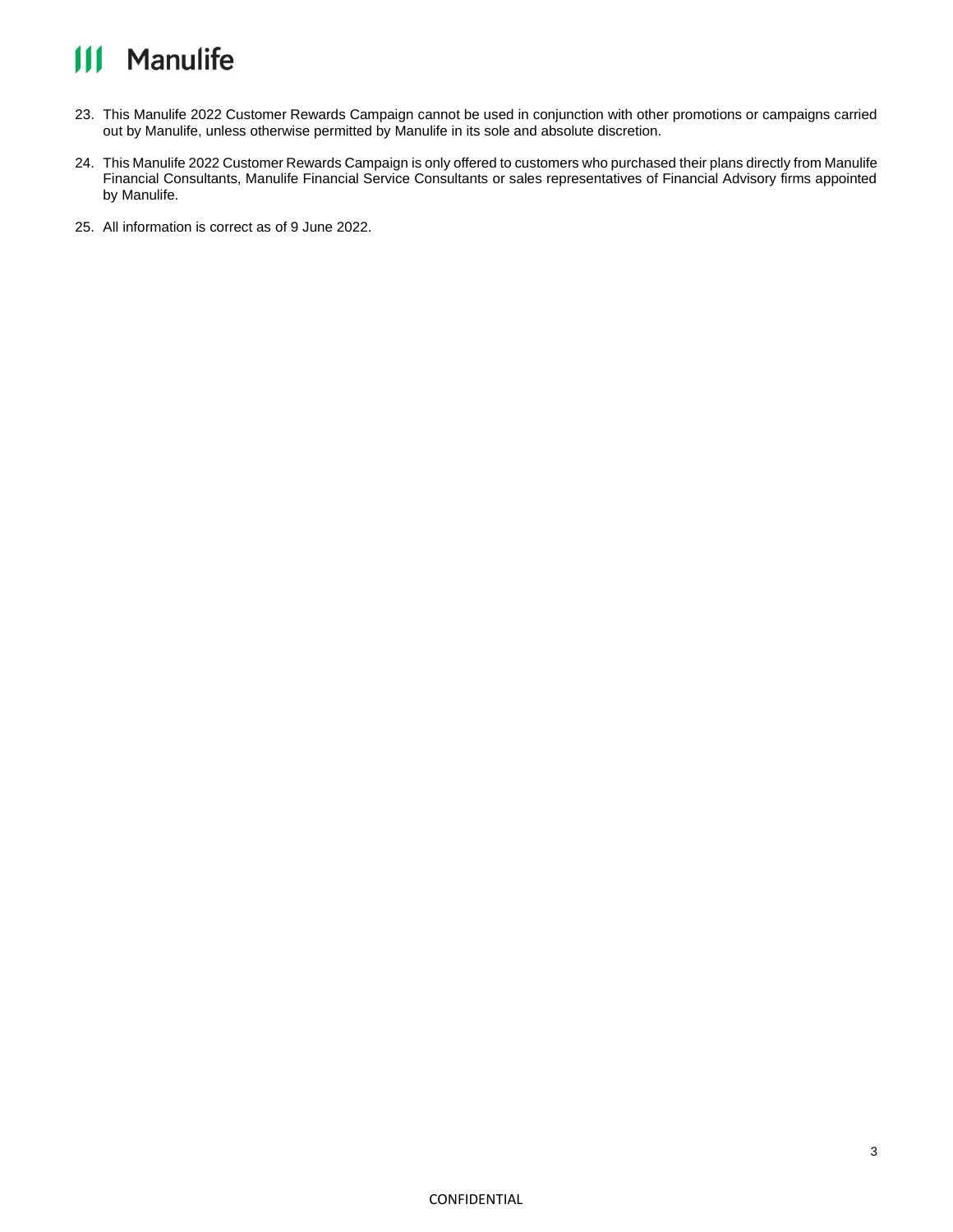23. This Manulife 2022 Customer Rewards Campaign cannot be used in conjunction with other promotions or campaigns carried out by Manulife, unless otherwise permitted by Manulife in its sole and absolute discretion.

24. This Manulife 2022 Customer Rewards Campaign is only offered to customers who purchased their plans directly from Manulife Financial Consultants, Manulife Financial Service Consultants or sales representatives of Financial Advisory firms appointed by Manulife.

25. All information is correct as of 9 June 2022.